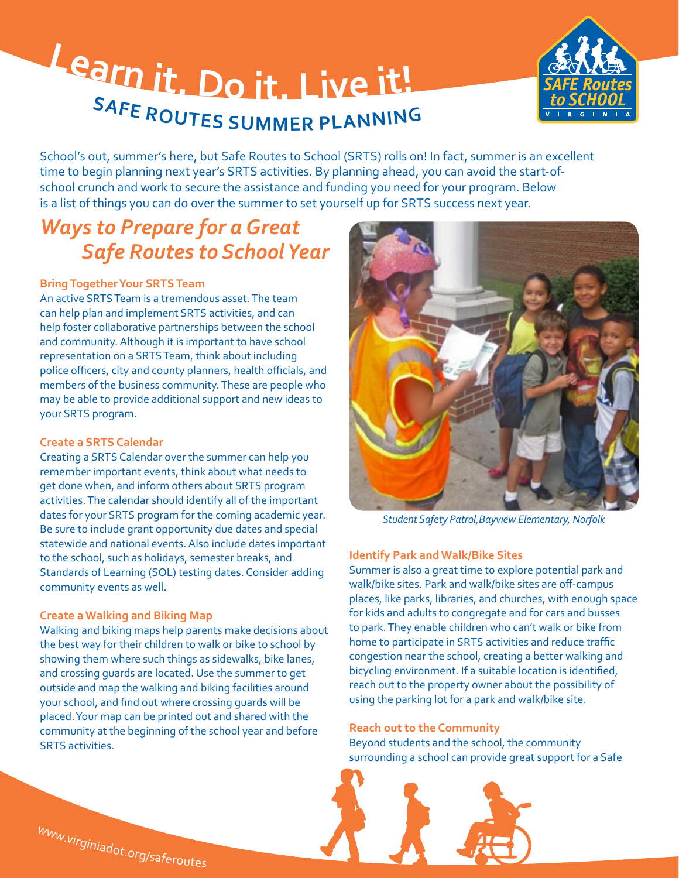# Learn it. Do it. Live it!

## SAFE ROUTES SUMMER PLANNING

School's out, summer's here, but Safe Routes to School (SRTS) rolls on! In fact, summer is an excellent time to begin planning next year's SRTS activities. By planning ahead, you can avoid the start-of-school crunch and work to secure the assistance and funding you need for your program. Below is a list of things you can do over the summer to set yourself up for SRTS success next year.

## *Ways to Prepare for a Great Safe Routes to School Year*

### Bring Together Your SRTS Team

An active SRTS Team is a tremendous asset. The team can help plan and implement SRTS activities, and can help foster collaborative partnerships between the school and community. Although it is important to have school representation on a SRTS Team, think about including police officers, city and county planners, health officials, and members of the business community. These are people who may be able to provide additional support and new ideas to your SRTS program.

### Create a SRTS Calendar

Creating a SRTS Calendar over the summer can help you remember important events, think about what needs to get done when, and inform others about SRTS program activities. The calendar should identify all of the important dates for your SRTS program for the coming academic year. Be sure to include grant opportunity due dates and special statewide and national events. Also include dates important to the school, such as holidays, semester breaks, and Standards of Learning (SOL) testing dates. Consider adding community events as well.

### Create a Walking and Biking Map

Walking and biking maps help parents make decisions about the best way for their children to walk or bike to school by showing them where such things as sidewalks, bike lanes, and crossing guards are located. Use the summer to get outside and map the walking and biking facilities around your school, and find out where crossing guards will be placed. Your map can be printed out and shared with the community at the beginning of the school year and before SRTS activities.

*Student Safety Patrol, Bayview Elementary, Norfolk*

### Identify Park and Walk/Bike Sites

Summer is also a great time to explore potential park and walk/bike sites. Park and walk/bike sites are off-campus places, like parks, libraries, and churches, with enough space for kids and adults to congregate and for cars and busses to park. They enable children who can't walk or bike from home to participate in SRTS activities and reduce traffic congestion near the school, creating a better walking and bicycling environment. If a suitable location is identified, reach out to the property owner about the possibility of using the parking lot for a park and walk/bike site.

### Reach out to the Community

Beyond students and the school, the community surrounding a school can provide great support for a Safe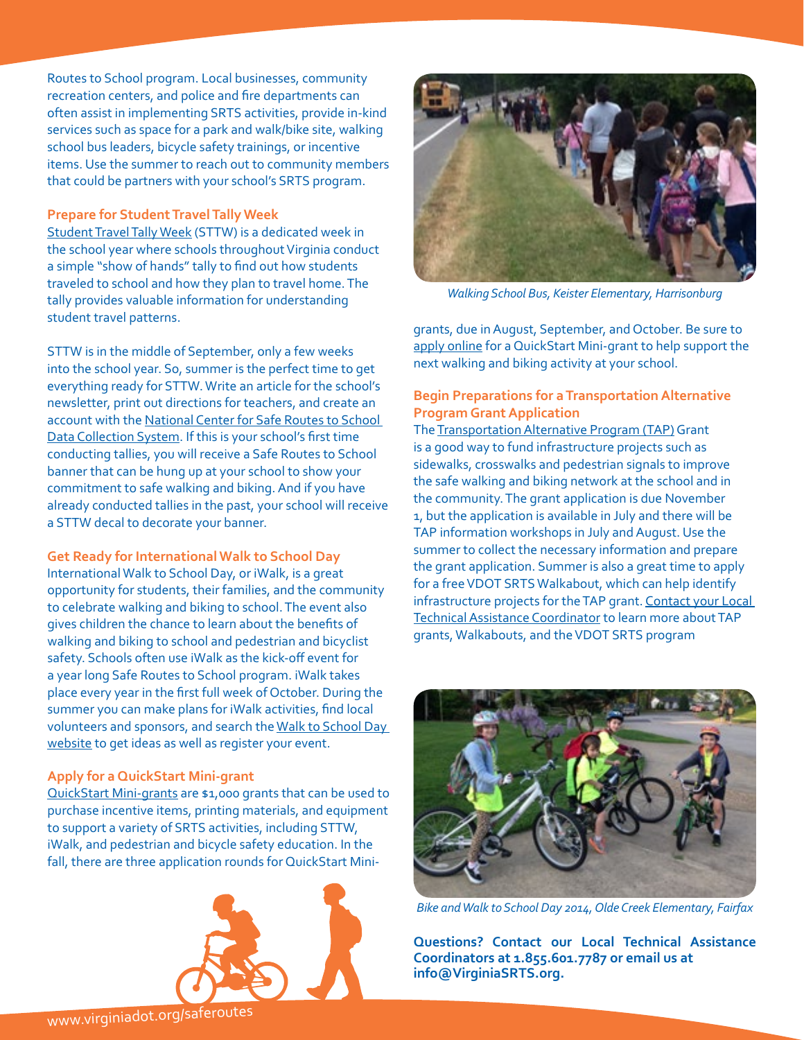Routes to School program. Local businesses, community recreation centers, and police and fire departments can often assist in implementing SRTS activities, provide in-kind services such as space for a park and walk/bike site, walking school bus leaders, bicycle safety trainings, or incentive items. Use the summer to reach out to community members that could be partners with your school's SRTS program.

### Prepare for Student Travel Tally Week

Student Travel Tally Week (STTW) is a dedicated week in the school year where schools throughout Virginia conduct a simple "show of hands" tally to find out how students traveled to school and how they plan to travel home. The tally provides valuable information for understanding student travel patterns.

STTW is in the middle of September, only a few weeks into the school year. So, summer is the perfect time to get everything ready for STTW. Write an article for the school's newsletter, print out directions for teachers, and create an account with the National Center for Safe Routes to School Data Collection System. If this is your school's first time conducting tallies, you will receive a Safe Routes to School banner that can be hung up at your school to show your commitment to safe walking and biking. And if you have already conducted tallies in the past, your school will receive a STTW decal to decorate your banner.

### Get Ready for International Walk to School Day

International Walk to School Day, or iWalk, is a great opportunity for students, their families, and the community to celebrate walking and biking to school. The event also gives children the chance to learn about the benefits of walking and biking to school and pedestrian and bicyclist safety. Schools often use iWalk as the kick-off event for a year long Safe Routes to School program. iWalk takes place every year in the first full week of October. During the summer you can make plans for iWalk activities, find local volunteers and sponsors, and search the Walk to School Day website to get ideas as well as register your event.

### Apply for a QuickStart Mini-grant

QuickStart Mini-grants are $1,000 grants that can be used to purchase incentive items, printing materials, and equipment to support a variety of SRTS activities, including STTW, iWalk, and pedestrian and bicycle safety education. In the fall, there are three application rounds for QuickStart Mini-grants, due in August, September, and October. Be sure to apply online for a QuickStart Mini-grant to help support the next walking and biking activity at your school.

*Walking School Bus, Keister Elementary, Harrisonburg*

### Begin Preparations for a Transportation Alternative Program Grant Application

The Transportation Alternative Program (TAP) Grant is a good way to fund infrastructure projects such as sidewalks, crosswalks and pedestrian signals to improve the safe walking and biking network at the school and in the community. The grant application is due November 1, but the application is available in July and there will be TAP information workshops in July and August. Use the summer to collect the necessary information and prepare the grant application. Summer is also a great time to apply for a free VDOT SRTS Walkabout, which can help identify infrastructure projects for the TAP grant. Contact your Local Technical Assistance Coordinator to learn more about TAP grants, Walkabouts, and the VDOT SRTS program

*Bike and Walk to School Day 2014, Olde Creek Elementary, Fairfax*

**Questions? Contact our Local Technical Assistance Coordinators at 1.855.601.7787 or email us at info@VirginiaSRTS.org.**

www.virginiadot.org/saferoutes